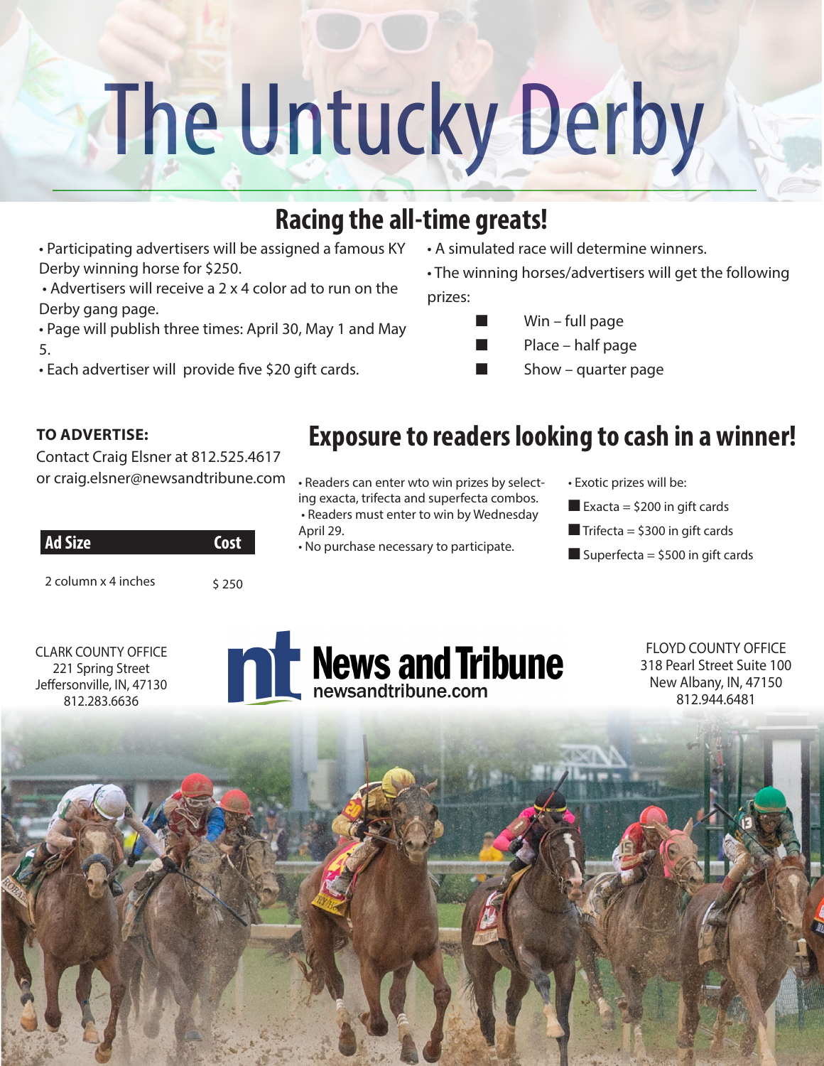# The Untucky Derby

## Racing the all-time greats!

- Participating advertisers will be assigned a famous KY Derby winning horse for $250.
- Advertisers will receive a 2 x 4 color ad to run on the Derby gang page.
- Page will publish three times: April 30, May 1 and May 5.
- Each advertiser will provide five $20 gift cards.
- A simulated race will determine winners.
- The winning horses/advertisers will get the following prizes:
  - Win – full page
  - Place – half page
  - Show – quarter page

**TO ADVERTISE:**

Contact Craig Elsner at 812.525.4617 or craig.elsner@newsandtribune.com

| Ad Size | Cost |
|---|---|
| 2 column x 4 inches | $ 250 |

## Exposure to readers looking to cash in a winner!

- Readers can enter wto win prizes by selecting exacta, trifecta and superfecta combos.
- Readers must enter to win by Wednesday April 29.
- No purchase necessary to participate.
- Exotic prizes will be:
  - Exacta = $200 in gift cards
  - Trifecta = $300 in gift cards
  - Superfecta = $500 in gift cards

CLARK COUNTY OFFICE
221 Spring Street
Jeffersonville, IN, 47130
812.283.6636

**News and Tribune**
newsandtribune.com

FLOYD COUNTY OFFICE
318 Pearl Street Suite 100
New Albany, IN, 47150
812.944.6481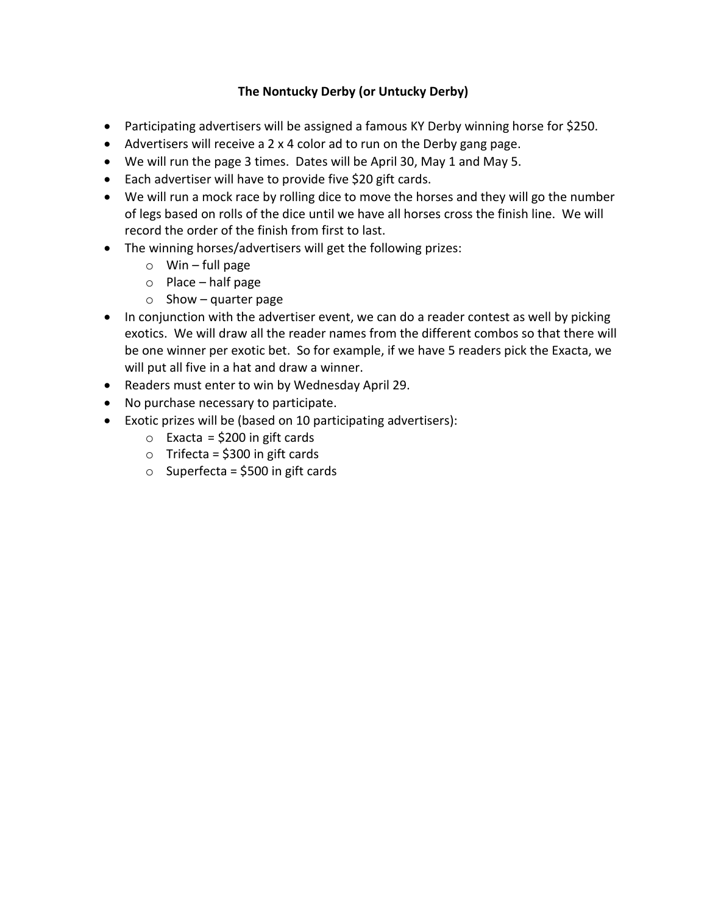**The Nontucky Derby (or Untucky Derby)**

- Participating advertisers will be assigned a famous KY Derby winning horse for $250.
- Advertisers will receive a 2 x 4 color ad to run on the Derby gang page.
- We will run the page 3 times. Dates will be April 30, May 1 and May 5.
- Each advertiser will have to provide five $20 gift cards.
- We will run a mock race by rolling dice to move the horses and they will go the number of legs based on rolls of the dice until we have all horses cross the finish line. We will record the order of the finish from first to last.
- The winning horses/advertisers will get the following prizes:
    - Win – full page
    - Place – half page
    - Show – quarter page
- In conjunction with the advertiser event, we can do a reader contest as well by picking exotics. We will draw all the reader names from the different combos so that there will be one winner per exotic bet. So for example, if we have 5 readers pick the Exacta, we will put all five in a hat and draw a winner.
- Readers must enter to win by Wednesday April 29.
- No purchase necessary to participate.
- Exotic prizes will be (based on 10 participating advertisers):
    - Exacta = $200 in gift cards
    - Trifecta = $300 in gift cards
    - Superfecta = $500 in gift cards